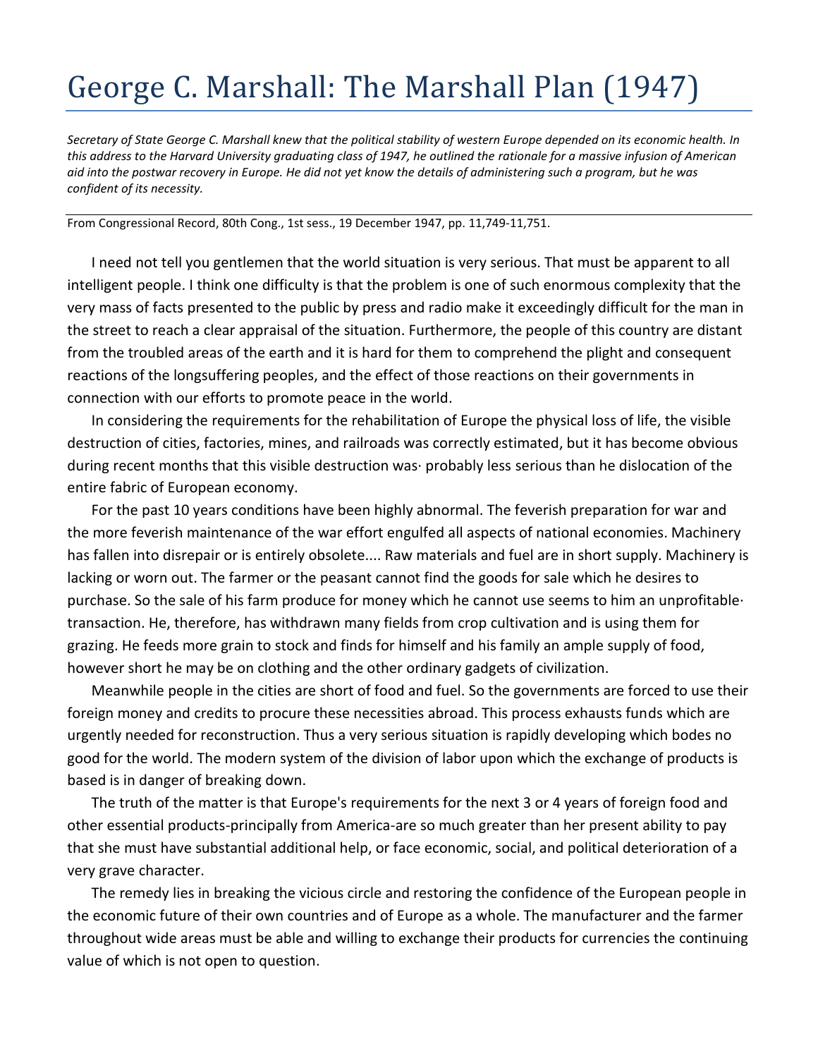# George C. Marshall: The Marshall Plan (1947)

*Secretary of State George C. Marshall knew that the political stability of western Europe depended on its economic health. In this address to the Harvard University graduating class of 1947, he outlined the rationale for a massive infusion of American aid into the postwar recovery in Europe. He did not yet know the details of administering such a program, but he was confident of its necessity.*

From Congressional Record, 80th Cong., 1st sess., 19 December 1947, pp. 11,749-11,751.

I need not tell you gentlemen that the world situation is very serious. That must be apparent to all intelligent people. I think one difficulty is that the problem is one of such enormous complexity that the very mass of facts presented to the public by press and radio make it exceedingly difficult for the man in the street to reach a clear appraisal of the situation. Furthermore, the people of this country are distant from the troubled areas of the earth and it is hard for them to comprehend the plight and consequent reactions of the longsuffering peoples, and the effect of those reactions on their governments in connection with our efforts to promote peace in the world.

In considering the requirements for the rehabilitation of Europe the physical loss of life, the visible destruction of cities, factories, mines, and railroads was correctly estimated, but it has become obvious during recent months that this visible destruction was· probably less serious than he dislocation of the entire fabric of European economy.

For the past 10 years conditions have been highly abnormal. The feverish preparation for war and the more feverish maintenance of the war effort engulfed all aspects of national economies. Machinery has fallen into disrepair or is entirely obsolete.... Raw materials and fuel are in short supply. Machinery is lacking or worn out. The farmer or the peasant cannot find the goods for sale which he desires to purchase. So the sale of his farm produce for money which he cannot use seems to him an unprofitable· transaction. He, therefore, has withdrawn many fields from crop cultivation and is using them for grazing. He feeds more grain to stock and finds for himself and his family an ample supply of food, however short he may be on clothing and the other ordinary gadgets of civilization.

Meanwhile people in the cities are short of food and fuel. So the governments are forced to use their foreign money and credits to procure these necessities abroad. This process exhausts funds which are urgently needed for reconstruction. Thus a very serious situation is rapidly developing which bodes no good for the world. The modern system of the division of labor upon which the exchange of products is based is in danger of breaking down.

The truth of the matter is that Europe's requirements for the next 3 or 4 years of foreign food and other essential products-principally from America-are so much greater than her present ability to pay that she must have substantial additional help, or face economic, social, and political deterioration of a very grave character.

The remedy lies in breaking the vicious circle and restoring the confidence of the European people in the economic future of their own countries and of Europe as a whole. The manufacturer and the farmer throughout wide areas must be able and willing to exchange their products for currencies the continuing value of which is not open to question.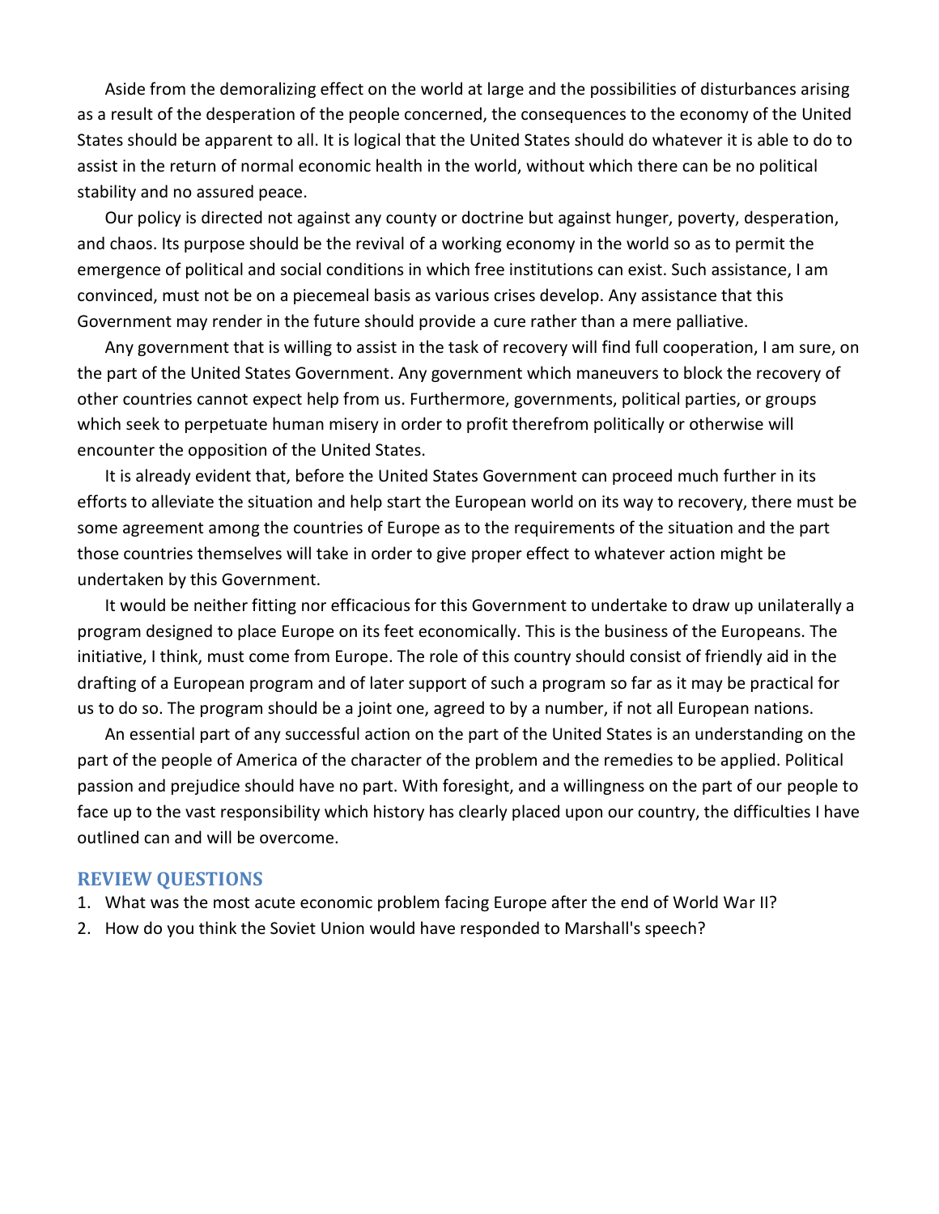Aside from the demoralizing effect on the world at large and the possibilities of disturbances arising as a result of the desperation of the people concerned, the consequences to the economy of the United States should be apparent to all. It is logical that the United States should do whatever it is able to do to assist in the return of normal economic health in the world, without which there can be no political stability and no assured peace.

Our policy is directed not against any county or doctrine but against hunger, poverty, desperation, and chaos. Its purpose should be the revival of a working economy in the world so as to permit the emergence of political and social conditions in which free institutions can exist. Such assistance, I am convinced, must not be on a piecemeal basis as various crises develop. Any assistance that this Government may render in the future should provide a cure rather than a mere palliative.

Any government that is willing to assist in the task of recovery will find full cooperation, I am sure, on the part of the United States Government. Any government which maneuvers to block the recovery of other countries cannot expect help from us. Furthermore, governments, political parties, or groups which seek to perpetuate human misery in order to profit therefrom politically or otherwise will encounter the opposition of the United States.

It is already evident that, before the United States Government can proceed much further in its efforts to alleviate the situation and help start the European world on its way to recovery, there must be some agreement among the countries of Europe as to the requirements of the situation and the part those countries themselves will take in order to give proper effect to whatever action might be undertaken by this Government.

It would be neither fitting nor efficacious for this Government to undertake to draw up unilaterally a program designed to place Europe on its feet economically. This is the business of the Europeans. The initiative, I think, must come from Europe. The role of this country should consist of friendly aid in the drafting of a European program and of later support of such a program so far as it may be practical for us to do so. The program should be a joint one, agreed to by a number, if not all European nations.

An essential part of any successful action on the part of the United States is an understanding on the part of the people of America of the character of the problem and the remedies to be applied. Political passion and prejudice should have no part. With foresight, and a willingness on the part of our people to face up to the vast responsibility which history has clearly placed upon our country, the difficulties I have outlined can and will be overcome.

## REVIEW QUESTIONS

1. What was the most acute economic problem facing Europe after the end of World War II?
2. How do you think the Soviet Union would have responded to Marshall's speech?